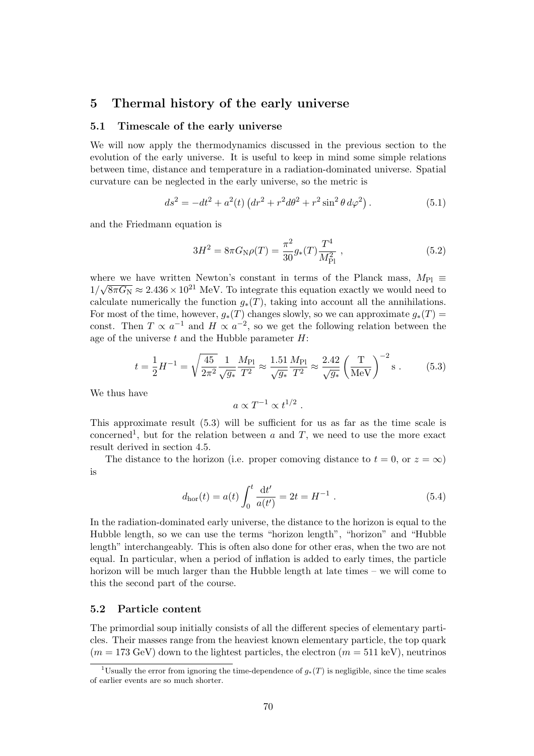# 5 Thermal history of the early universe

## 5.1 Timescale of the early universe

We will now apply the thermodynamics discussed in the previous section to the evolution of the early universe. It is useful to keep in mind some simple relations between time, distance and temperature in a radiation-dominated universe. Spatial curvature can be neglected in the early universe, so the metric is

$$ds^2 = -dt^2 + a^2(t)\left(dr^2 + r^2 d\theta^2 + r^2 \sin^2\theta \, d\varphi^2\right) . \tag{5.1}$$

and the Friedmann equation is

$$3H^2 = 8\pi G_\mathrm{N} \rho(T) = \frac{\pi^2}{30} g_*(T) \frac{T^4}{M_\mathrm{Pl}^2} , \tag{5.2}$$

where we have written Newton's constant in terms of the Planck mass, $M_\mathrm{Pl} \equiv 1/\sqrt{8\pi G_\mathrm{N}} \approx 2.436 \times 10^{21}$ MeV. To integrate this equation exactly we would need to calculate numerically the function $g_*(T)$, taking into account all the annihilations. For most of the time, however, $g_*(T)$ changes slowly, so we can approximate $g_*(T) =$ const. Then $T \propto a^{-1}$ and $H \propto a^{-2}$, so we get the following relation between the age of the universe $t$ and the Hubble parameter $H$:

$$t = \frac{1}{2} H^{-1} = \sqrt{\frac{45}{2\pi^2}} \frac{1}{\sqrt{g_*}} \frac{M_\mathrm{Pl}}{T^2} \approx \frac{1.51}{\sqrt{g_*}} \frac{M_\mathrm{Pl}}{T^2} \approx \frac{2.42}{\sqrt{g_*}} \left(\frac{\mathrm{T}}{\mathrm{MeV}}\right)^{-2} \mathrm{s} . \tag{5.3}$$

We thus have

$$a \propto T^{-1} \propto t^{1/2} .$$

This approximate result (5.3) will be sufficient for us as far as the time scale is concerned[1], but for the relation between $a$ and $T$, we need to use the more exact result derived in section 4.5.

The distance to the horizon (i.e. proper comoving distance to $t = 0$, or $z = \infty$) is

$$d_\mathrm{hor}(t) = a(t) \int_0^t \frac{\mathrm{d}t'}{a(t')} = 2t = H^{-1} . \tag{5.4}$$

In the radiation-dominated early universe, the distance to the horizon is equal to the Hubble length, so we can use the terms "horizon length", "horizon" and "Hubble length" interchangeably. This is often also done for other eras, when the two are not equal. In particular, when a period of inflation is added to early times, the particle horizon will be much larger than the Hubble length at late times – we will come to this the second part of the course.

## 5.2 Particle content

The primordial soup initially consists of all the different species of elementary particles. Their masses range from the heaviest known elementary particle, the top quark ($m = 173$ GeV) down to the lightest particles, the electron ($m = 511$ keV), neutrinos

[1] Usually the error from ignoring the time-dependence of $g_*(T)$ is negligible, since the time scales of earlier events are so much shorter.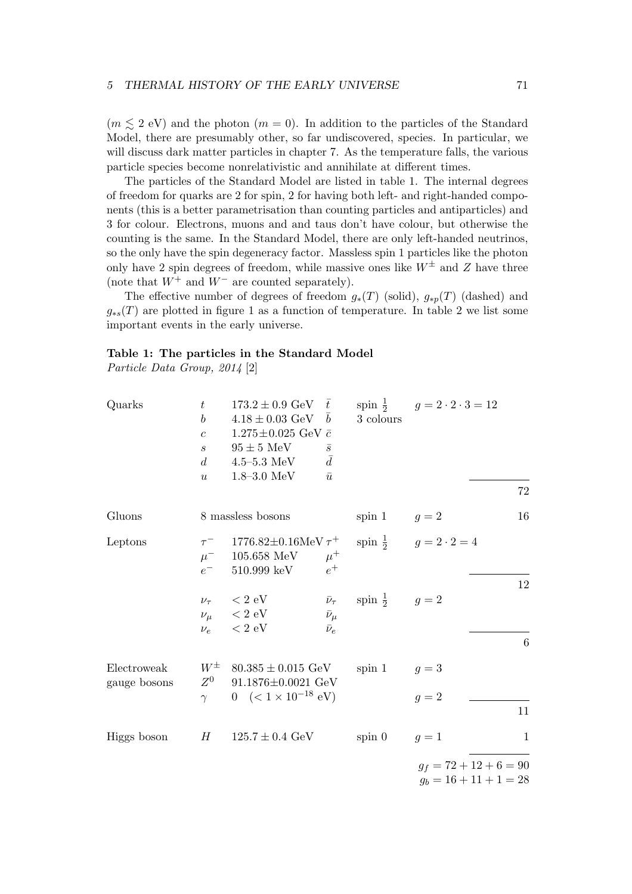($m \lesssim 2$ eV) and the photon ($m = 0$). In addition to the particles of the Standard Model, there are presumably other, so far undiscovered, species. In particular, we will discuss dark matter particles in chapter 7. As the temperature falls, the various particle species become nonrelativistic and annihilate at different times.

The particles of the Standard Model are listed in table 1. The internal degrees of freedom for quarks are 2 for spin, 2 for having both left- and right-handed components (this is a better parametrisation than counting particles and antiparticles) and 3 for colour. Electrons, muons and and taus don't have colour, but otherwise the counting is the same. In the Standard Model, there are only left-handed neutrinos, so the only have the spin degeneracy factor. Massless spin 1 particles like the photon only have 2 spin degrees of freedom, while massive ones like $W^\pm$ and $Z$ have three (note that $W^+$ and $W^-$ are counted separately).

The effective number of degrees of freedom $g_*(T)$ (solid), $g_{*p}(T)$ (dashed) and $g_{*s}(T)$ are plotted in figure 1 as a function of temperature. In table 2 we list some important events in the early universe.

**Table 1: The particles in the Standard Model**
*Particle Data Group, 2014* [2]

| | | | | | | |
|---|---|---|---|---|---|---|
| Quarks | $t$ | $173.2 \pm 0.9$ GeV | $\bar{t}$ | spin $\frac{1}{2}$ | $g = 2 \cdot 2 \cdot 3 = 12$ | |
| | $b$ | $4.18 \pm 0.03$ GeV | $\bar{b}$ | 3 colours | | |
| | $c$ | $1.275 \pm 0.025$ GeV | $\bar{c}$ | | | |
| | $s$ | $95 \pm 5$ MeV | $\bar{s}$ | | | |
| | $d$ | 4.5–5.3 MeV | $\bar{d}$ | | | |
| | $u$ | 1.8–3.0 MeV | $\bar{u}$ | | | 72 |
| Gluons | | 8 massless bosons | | spin 1 | $g = 2$ | 16 |
| Leptons | $\tau^-$ | $1776.82 \pm 0.16$MeV | $\tau^+$ | spin $\frac{1}{2}$ | $g = 2 \cdot 2 = 4$ | |
| | $\mu^-$ | 105.658 MeV | $\mu^+$ | | | |
| | $e^-$ | 510.999 keV | $e^+$ | | | 12 |
| | $\nu_\tau$ | $< 2$ eV | $\bar{\nu}_\tau$ | spin $\frac{1}{2}$ | $g = 2$ | |
| | $\nu_\mu$ | $< 2$ eV | $\bar{\nu}_\mu$ | | | |
| | $\nu_e$ | $< 2$ eV | $\bar{\nu}_e$ | | | 6 |
| Electroweak gauge bosons | $W^\pm$ | $80.385 \pm 0.015$ GeV | | spin 1 | $g = 3$ | |
| | $Z^0$ | $91.1876 \pm 0.0021$ GeV | | | | |
| | $\gamma$ | 0 ($< 1 \times 10^{-18}$ eV) | | | $g = 2$ | 11 |
| Higgs boson | $H$ | $125.7 \pm 0.4$ GeV | | spin 0 | $g = 1$ | 1 |

$g_f = 72 + 12 + 6 = 90$
$g_b = 16 + 11 + 1 = 28$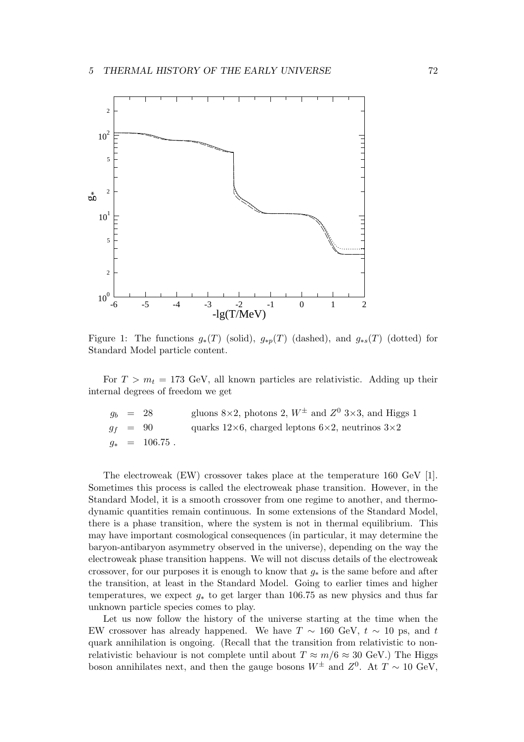Figure 1: The functions $g_*(T)$ (solid), $g_{*p}(T)$ (dashed), and $g_{*s}(T)$ (dotted) for Standard Model particle content.

For $T > m_t = 173$ GeV, all known particles are relativistic. Adding up their internal degrees of freedom we get

$$
\begin{aligned}
g_b &= 28 && \text{gluons } 8\times2\text{, photons 2, } W^\pm \text{ and } Z^0\ 3\times3\text{, and Higgs 1} \\
g_f &= 90 && \text{quarks } 12\times6\text{, charged leptons } 6\times2\text{, neutrinos } 3\times2 \\
g_* &= 106.75\ .
\end{aligned}
$$

The electroweak (EW) crossover takes place at the temperature 160 GeV [1]. Sometimes this process is called the electroweak phase transition. However, in the Standard Model, it is a smooth crossover from one regime to another, and thermodynamic quantities remain continuous. In some extensions of the Standard Model, there is a phase transition, where the system is not in thermal equilibrium. This may have important cosmological consequences (in particular, it may determine the baryon-antibaryon asymmetry observed in the universe), depending on the way the electroweak phase transition happens. We will not discuss details of the electroweak crossover, for our purposes it is enough to know that $g_*$ is the same before and after the transition, at least in the Standard Model. Going to earlier times and higher temperatures, we expect $g_*$ to get larger than 106.75 as new physics and thus far unknown particle species comes to play.

Let us now follow the history of the universe starting at the time when the EW crossover has already happened. We have $T \sim 160$ GeV, $t \sim 10$ ps, and $t$ quark annihilation is ongoing. (Recall that the transition from relativistic to non-relativistic behaviour is not complete until about $T \approx m/6 \approx 30$ GeV.) The Higgs boson annihilates next, and then the gauge bosons $W^\pm$ and $Z^0$. At $T \sim 10$ GeV,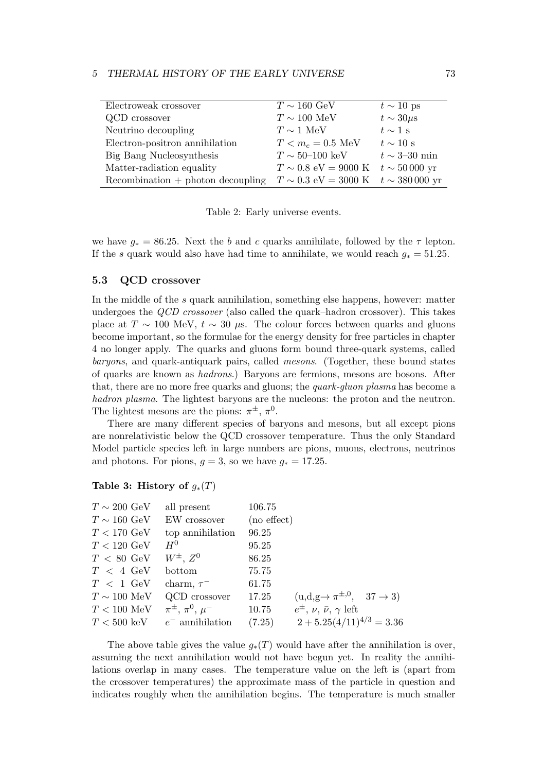| | | |
|---|---|---|
| Electroweak crossover | $T \sim 160$ GeV | $t \sim 10$ ps |
| QCD crossover | $T \sim 100$ MeV | $t \sim 30\mu$s |
| Neutrino decoupling | $T \sim 1$ MeV | $t \sim 1$ s |
| Electron-positron annihilation | $T < m_e = 0.5$ MeV | $t \sim 10$ s |
| Big Bang Nucleosynthesis | $T \sim 50$–$100$ keV | $t \sim 3$–$30$ min |
| Matter-radiation equality | $T \sim 0.8$ eV $= 9000$ K | $t \sim 50\,000$ yr |
| Recombination + photon decoupling | $T \sim 0.3$ eV $= 3000$ K | $t \sim 380\,000$ yr |

Table 2: Early universe events.

we have $g_* = 86.25$. Next the $b$ and $c$ quarks annihilate, followed by the $\tau$ lepton. If the $s$ quark would also have had time to annihilate, we would reach $g_* = 51.25$.

### 5.3 QCD crossover

In the middle of the $s$ quark annihilation, something else happens, however: matter undergoes the *QCD crossover* (also called the quark–hadron crossover). This takes place at $T \sim 100$ MeV, $t \sim 30$ $\mu$s. The colour forces between quarks and gluons become important, so the formulae for the energy density for free particles in chapter 4 no longer apply. The quarks and gluons form bound three-quark systems, called *baryons*, and quark-antiquark pairs, called *mesons*. (Together, these bound states of quarks are known as *hadrons*.) Baryons are fermions, mesons are bosons. After that, there are no more free quarks and gluons; the *quark-gluon plasma* has become a *hadron plasma*. The lightest baryons are the nucleons: the proton and the neutron. The lightest mesons are the pions: $\pi^\pm$, $\pi^0$.

There are many different species of baryons and mesons, but all except pions are nonrelativistic below the QCD crossover temperature. Thus the only Standard Model particle species left in large numbers are pions, muons, electrons, neutrinos and photons. For pions, $g = 3$, so we have $g_* = 17.25$.

**Table 3: History of $g_*(T)$**

| | | | |
|---|---|---|---|
| $T \sim 200$ GeV | all present | 106.75 | |
| $T \sim 160$ GeV | EW crossover | (no effect) | |
| $T < 170$ GeV | top annihilation | 96.25 | |
| $T < 120$ GeV | $H^0$ | 95.25 | |
| $T < 80$ GeV | $W^\pm$, $Z^0$ | 86.25 | |
| $T < 4$ GeV | bottom | 75.75 | |
| $T < 1$ GeV | charm, $\tau^-$ | 61.75 | |
| $T \sim 100$ MeV | QCD crossover | 17.25 | (u,d,g$\rightarrow \pi^{\pm,0}$, $37 \rightarrow 3$) |
| $T < 100$ MeV | $\pi^\pm$, $\pi^0$, $\mu^-$ | 10.75 | $e^\pm$, $\nu$, $\bar{\nu}$, $\gamma$ left |
| $T < 500$ keV | $e^-$ annihilation | (7.25) | $2 + 5.25(4/11)^{4/3} = 3.36$ |

The above table gives the value $g_*(T)$ would have after the annihilation is over, assuming the next annihilation would not have begun yet. In reality the annihilations overlap in many cases. The temperature value on the left is (apart from the crossover temperatures) the approximate mass of the particle in question and indicates roughly when the annihilation begins. The temperature is much smaller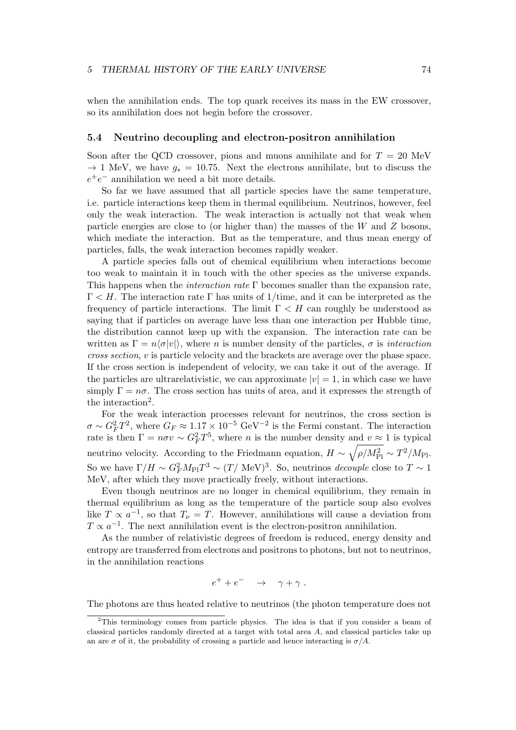when the annihilation ends. The top quark receives its mass in the EW crossover, so its annihilation does not begin before the crossover.

### 5.4 Neutrino decoupling and electron-positron annihilation

Soon after the QCD crossover, pions and muons annihilate and for $T = 20$ MeV $\to 1$ MeV, we have $g_* = 10.75$. Next the electrons annihilate, but to discuss the $e^+e^-$ annihilation we need a bit more details.

So far we have assumed that all particle species have the same temperature, i.e. particle interactions keep them in thermal equilibrium. Neutrinos, however, feel only the weak interaction. The weak interaction is actually not that weak when particle energies are close to (or higher than) the masses of the $W$ and $Z$ bosons, which mediate the interaction. But as the temperature, and thus mean energy of particles, falls, the weak interaction becomes rapidly weaker.

A particle species falls out of chemical equilibrium when interactions become too weak to maintain it in touch with the other species as the universe expands. This happens when the *interaction rate* $\Gamma$ becomes smaller than the expansion rate, $\Gamma < H$. The interaction rate $\Gamma$ has units of 1/time, and it can be interpreted as the frequency of particle interactions. The limit $\Gamma < H$ can roughly be understood as saying that if particles on average have less than one interaction per Hubble time, the distribution cannot keep up with the expansion. The interaction rate can be written as $\Gamma = n\langle\sigma|v|\rangle$, where $n$ is number density of the particles, $\sigma$ is *interaction cross section*, $v$ is particle velocity and the brackets are average over the phase space. If the cross section is independent of velocity, we can take it out of the average. If the particles are ultrarelativistic, we can approximate $|v| = 1$, in which case we have simply $\Gamma = n\sigma$. The cross section has units of area, and it expresses the strength of the interaction[2].

For the weak interaction processes relevant for neutrinos, the cross section is $\sigma \sim G_F^2 T^2$, where $G_F \approx 1.17 \times 10^{-5}$ GeV$^{-2}$ is the Fermi constant. The interaction rate is then $\Gamma = n\sigma v \sim G_F^2 T^5$, where $n$ is the number density and $v \approx 1$ is typical neutrino velocity. According to the Friedmann equation, $H \sim \sqrt{\rho/M_{\rm Pl}^2} \sim T^2/M_{\rm Pl}$. So we have $\Gamma/H \sim G_F^2 M_{\rm Pl} T^3 \sim (T/\text{ MeV})^3$. So, neutrinos *decouple* close to $T \sim 1$ MeV, after which they move practically freely, without interactions.

Even though neutrinos are no longer in chemical equilibrium, they remain in thermal equilibrium as long as the temperature of the particle soup also evolves like $T \propto a^{-1}$, so that $T_\nu = T$. However, annihilations will cause a deviation from $T \propto a^{-1}$. The next annihilation event is the electron-positron annihilation.

As the number of relativistic degrees of freedom is reduced, energy density and entropy are transferred from electrons and positrons to photons, but not to neutrinos, in the annihilation reactions

$$e^+ + e^- \quad \to \quad \gamma + \gamma \ .$$

The photons are thus heated relative to neutrinos (the photon temperature does not

[2] This terminology comes from particle physics. The idea is that if you consider a beam of classical particles randomly directed at a target with total area $A$, and classical particles take up an are $\sigma$ of it, the probability of crossing a particle and hence interacting is $\sigma/A$.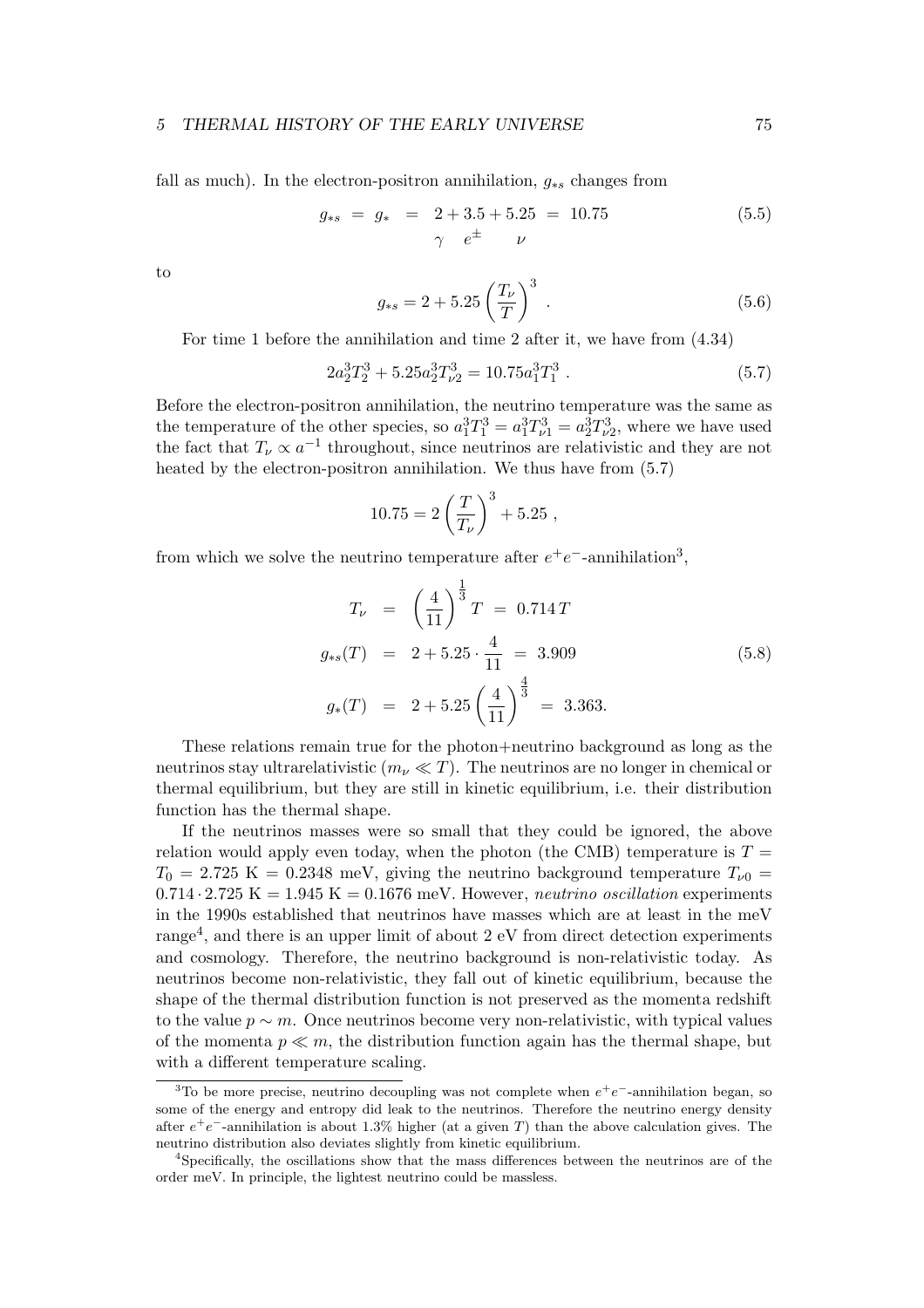fall as much). In the electron-positron annihilation, $g_{*s}$ changes from

$$
g_{*s} \;=\; g_{*} \;=\; \underset{\gamma}{2} + \underset{e^{\pm}}{3.5} + \underset{\nu}{5.25} \;=\; 10.75 \tag{5.5}
$$

to

$$
g_{*s} = 2 + 5.25 \left(\frac{T_\nu}{T}\right)^3 . \tag{5.6}
$$

For time 1 before the annihilation and time 2 after it, we have from (4.34)

$$
2a_2^3T_2^3 + 5.25a_2^3T_{\nu 2}^3 = 10.75a_1^3T_1^3 . \tag{5.7}
$$

Before the electron-positron annihilation, the neutrino temperature was the same as the temperature of the other species, so $a_1^3T_1^3 = a_1^3T_{\nu 1}^3 = a_2^3T_{\nu 2}^3$, where we have used the fact that $T_\nu \propto a^{-1}$ throughout, since neutrinos are relativistic and they are not heated by the electron-positron annihilation. We thus have from (5.7)

$$
10.75 = 2\left(\frac{T}{T_\nu}\right)^3 + 5.25 ,
$$

from which we solve the neutrino temperature after $e^+e^-$-annihilation[3],

$$
\begin{aligned}
T_\nu &= \left(\frac{4}{11}\right)^{\frac{1}{3}} T \;=\; 0.714\, T \\
g_{*s}(T) &= 2 + 5.25 \cdot \frac{4}{11} \;=\; 3.909 \\
g_{*}(T) &= 2 + 5.25 \left(\frac{4}{11}\right)^{\frac{4}{3}} \;=\; 3.363.
\end{aligned} \tag{5.8}
$$

These relations remain true for the photon+neutrino background as long as the neutrinos stay ultrarelativistic ($m_\nu \ll T$). The neutrinos are no longer in chemical or thermal equilibrium, but they are still in kinetic equilibrium, i.e. their distribution function has the thermal shape.

If the neutrinos masses were so small that they could be ignored, the above relation would apply even today, when the photon (the CMB) temperature is $T = T_0 = 2.725$ K $= 0.2348$ meV, giving the neutrino background temperature $T_{\nu 0} = 0.714 \cdot 2.725$ K $= 1.945$ K $= 0.1676$ meV. However, *neutrino oscillation* experiments in the 1990s established that neutrinos have masses which are at least in the meV range[4], and there is an upper limit of about 2 eV from direct detection experiments and cosmology. Therefore, the neutrino background is non-relativistic today. As neutrinos become non-relativistic, they fall out of kinetic equilibrium, because the shape of the thermal distribution function is not preserved as the momenta redshift to the value $p \sim m$. Once neutrinos become very non-relativistic, with typical values of the momenta $p \ll m$, the distribution function again has the thermal shape, but with a different temperature scaling.

---

[3] To be more precise, neutrino decoupling was not complete when $e^+e^-$-annihilation began, so some of the energy and entropy did leak to the neutrinos. Therefore the neutrino energy density after $e^+e^-$-annihilation is about 1.3% higher (at a given $T$) than the above calculation gives. The neutrino distribution also deviates slightly from kinetic equilibrium.

[4] Specifically, the oscillations show that the mass differences between the neutrinos are of the order meV. In principle, the lightest neutrino could be massless.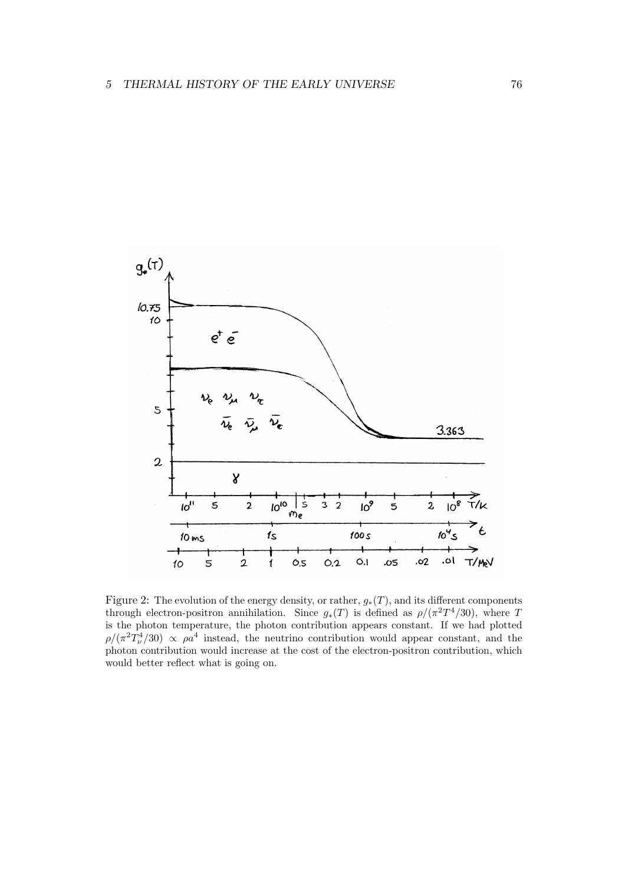Figure 2: The evolution of the energy density, or rather, $g_*(T)$, and its different components through electron-positron annihilation. Since $g_*(T)$ is defined as $\rho/(\pi^2 T^4/30)$, where $T$ is the photon temperature, the photon contribution appears constant. If we had plotted $\rho/(\pi^2 T_\nu^4/30) \propto \rho a^4$ instead, the neutrino contribution would appear constant, and the photon contribution would increase at the cost of the electron-positron contribution, which would better reflect what is going on.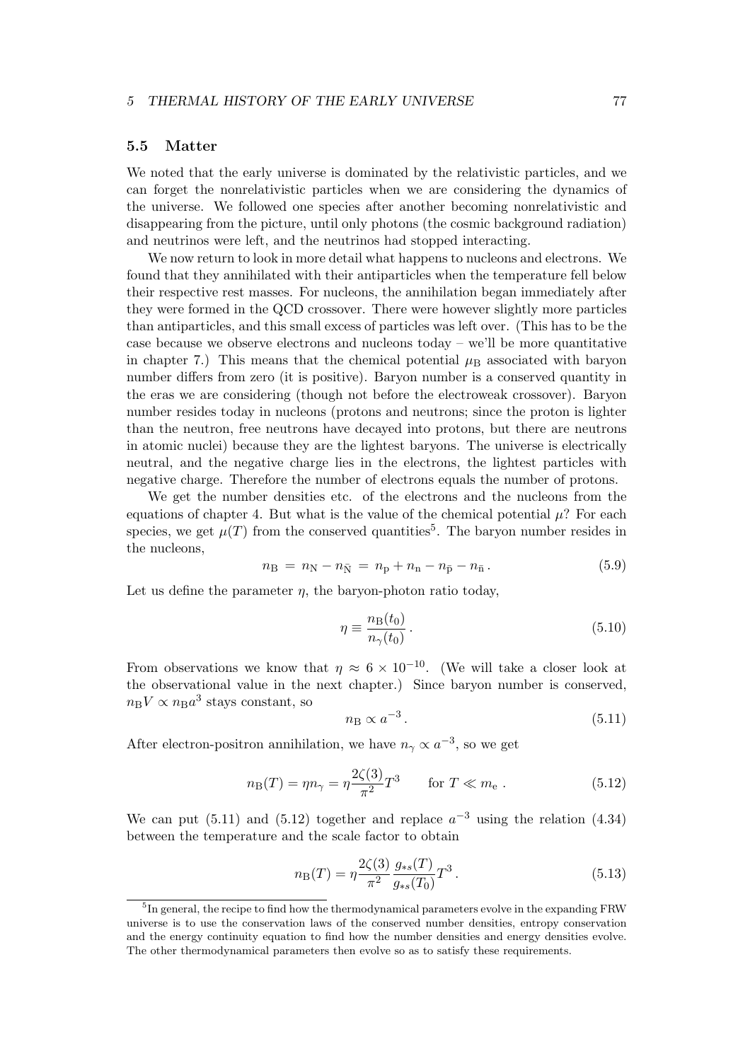### 5.5 Matter

We noted that the early universe is dominated by the relativistic particles, and we can forget the nonrelativistic particles when we are considering the dynamics of the universe. We followed one species after another becoming nonrelativistic and disappearing from the picture, until only photons (the cosmic background radiation) and neutrinos were left, and the neutrinos had stopped interacting.

We now return to look in more detail what happens to nucleons and electrons. We found that they annihilated with their antiparticles when the temperature fell below their respective rest masses. For nucleons, the annihilation began immediately after they were formed in the QCD crossover. There were however slightly more particles than antiparticles, and this small excess of particles was left over. (This has to be the case because we observe electrons and nucleons today – we'll be more quantitative in chapter 7.) This means that the chemical potential $\mu_B$ associated with baryon number differs from zero (it is positive). Baryon number is a conserved quantity in the eras we are considering (though not before the electroweak crossover). Baryon number resides today in nucleons (protons and neutrons; since the proton is lighter than the neutron, free neutrons have decayed into protons, but there are neutrons in atomic nuclei) because they are the lightest baryons. The universe is electrically neutral, and the negative charge lies in the electrons, the lightest particles with negative charge. Therefore the number of electrons equals the number of protons.

We get the number densities etc. of the electrons and the nucleons from the equations of chapter 4. But what is the value of the chemical potential $\mu$? For each species, we get $\mu(T)$ from the conserved quantities[5]. The baryon number resides in the nucleons,

$$n_B = n_N - n_{\bar{N}} = n_p + n_n - n_{\bar{p}} - n_{\bar{n}} \,. \tag{5.9}$$

Let us define the parameter $\eta$, the baryon-photon ratio today,

$$\eta \equiv \frac{n_B(t_0)}{n_\gamma(t_0)} \,. \tag{5.10}$$

From observations we know that $\eta \approx 6 \times 10^{-10}$. (We will take a closer look at the observational value in the next chapter.) Since baryon number is conserved, $n_B V \propto n_B a^3$ stays constant, so

$$n_B \propto a^{-3} \,. \tag{5.11}$$

After electron-positron annihilation, we have $n_\gamma \propto a^{-3}$, so we get

$$n_B(T) = \eta n_\gamma = \eta \frac{2\zeta(3)}{\pi^2} T^3 \qquad \text{for } T \ll m_e \,. \tag{5.12}$$

We can put (5.11) and (5.12) together and replace $a^{-3}$ using the relation (4.34) between the temperature and the scale factor to obtain

$$n_B(T) = \eta \frac{2\zeta(3)}{\pi^2} \frac{g_{*s}(T)}{g_{*s}(T_0)} T^3 \,. \tag{5.13}$$

[5] In general, the recipe to find how the thermodynamical parameters evolve in the expanding FRW universe is to use the conservation laws of the conserved number densities, entropy conservation and the energy continuity equation to find how the number densities and energy densities evolve. The other thermodynamical parameters then evolve so as to satisfy these requirements.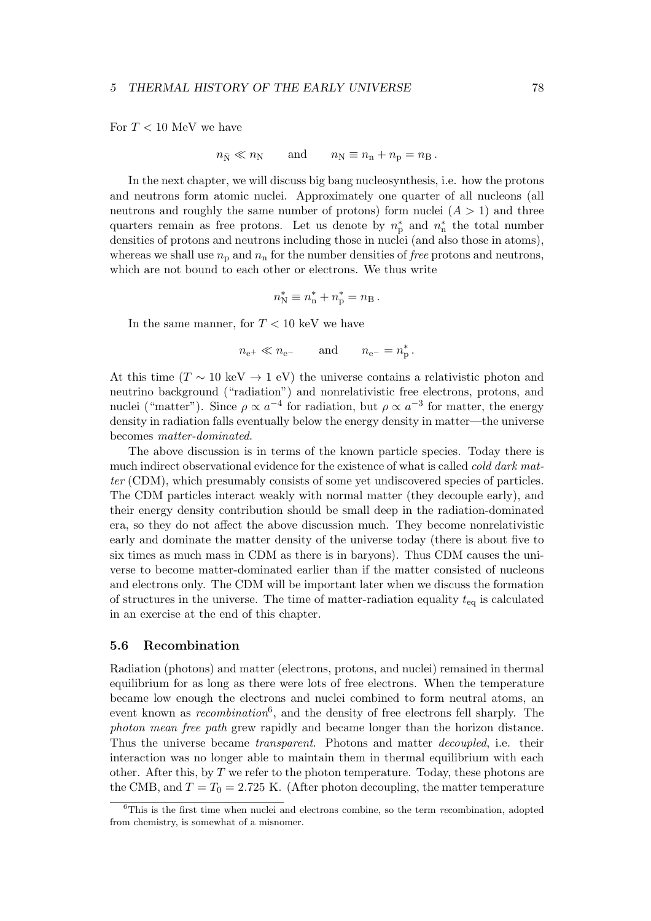For $T < 10$ MeV we have

$$n_{\bar{\mathrm{N}}} \ll n_{\mathrm{N}} \qquad \text{and} \qquad n_{\mathrm{N}} \equiv n_{\mathrm{n}} + n_{\mathrm{p}} = n_{\mathrm{B}} \, .$$

In the next chapter, we will discuss big bang nucleosynthesis, i.e. how the protons and neutrons form atomic nuclei. Approximately one quarter of all nucleons (all neutrons and roughly the same number of protons) form nuclei ($A > 1$) and three quarters remain as free protons. Let us denote by $n^*_{\mathrm{p}}$ and $n^*_{\mathrm{n}}$ the total number densities of protons and neutrons including those in nuclei (and also those in atoms), whereas we shall use $n_{\mathrm{p}}$ and $n_{\mathrm{n}}$ for the number densities of *free* protons and neutrons, which are not bound to each other or electrons. We thus write

$$n^*_{\mathrm{N}} \equiv n^*_{\mathrm{n}} + n^*_{\mathrm{p}} = n_{\mathrm{B}} \, .$$

In the same manner, for $T < 10$ keV we have

$$n_{\mathrm{e}^+} \ll n_{\mathrm{e}^-} \qquad \text{and} \qquad n_{\mathrm{e}^-} = n^*_{\mathrm{p}} \, .$$

At this time ($T \sim 10$ keV $\to 1$ eV) the universe contains a relativistic photon and neutrino background ("radiation") and nonrelativistic free electrons, protons, and nuclei ("matter"). Since $\rho \propto a^{-4}$ for radiation, but $\rho \propto a^{-3}$ for matter, the energy density in radiation falls eventually below the energy density in matter—the universe becomes *matter-dominated*.

The above discussion is in terms of the known particle species. Today there is much indirect observational evidence for the existence of what is called *cold dark matter* (CDM), which presumably consists of some yet undiscovered species of particles. The CDM particles interact weakly with normal matter (they decouple early), and their energy density contribution should be small deep in the radiation-dominated era, so they do not affect the above discussion much. They become nonrelativistic early and dominate the matter density of the universe today (there is about five to six times as much mass in CDM as there is in baryons). Thus CDM causes the universe to become matter-dominated earlier than if the matter consisted of nucleons and electrons only. The CDM will be important later when we discuss the formation of structures in the universe. The time of matter-radiation equality $t_{\mathrm{eq}}$ is calculated in an exercise at the end of this chapter.

### 5.6 Recombination

Radiation (photons) and matter (electrons, protons, and nuclei) remained in thermal equilibrium for as long as there were lots of free electrons. When the temperature became low enough the electrons and nuclei combined to form neutral atoms, an event known as *recombination*[6], and the density of free electrons fell sharply. The *photon mean free path* grew rapidly and became longer than the horizon distance. Thus the universe became *transparent*. Photons and matter *decoupled*, i.e. their interaction was no longer able to maintain them in thermal equilibrium with each other. After this, by $T$ we refer to the photon temperature. Today, these photons are the CMB, and $T = T_0 = 2.725$ K. (After photon decoupling, the matter temperature

[6] This is the first time when nuclei and electrons combine, so the term *re*combination, adopted from chemistry, is somewhat of a misnomer.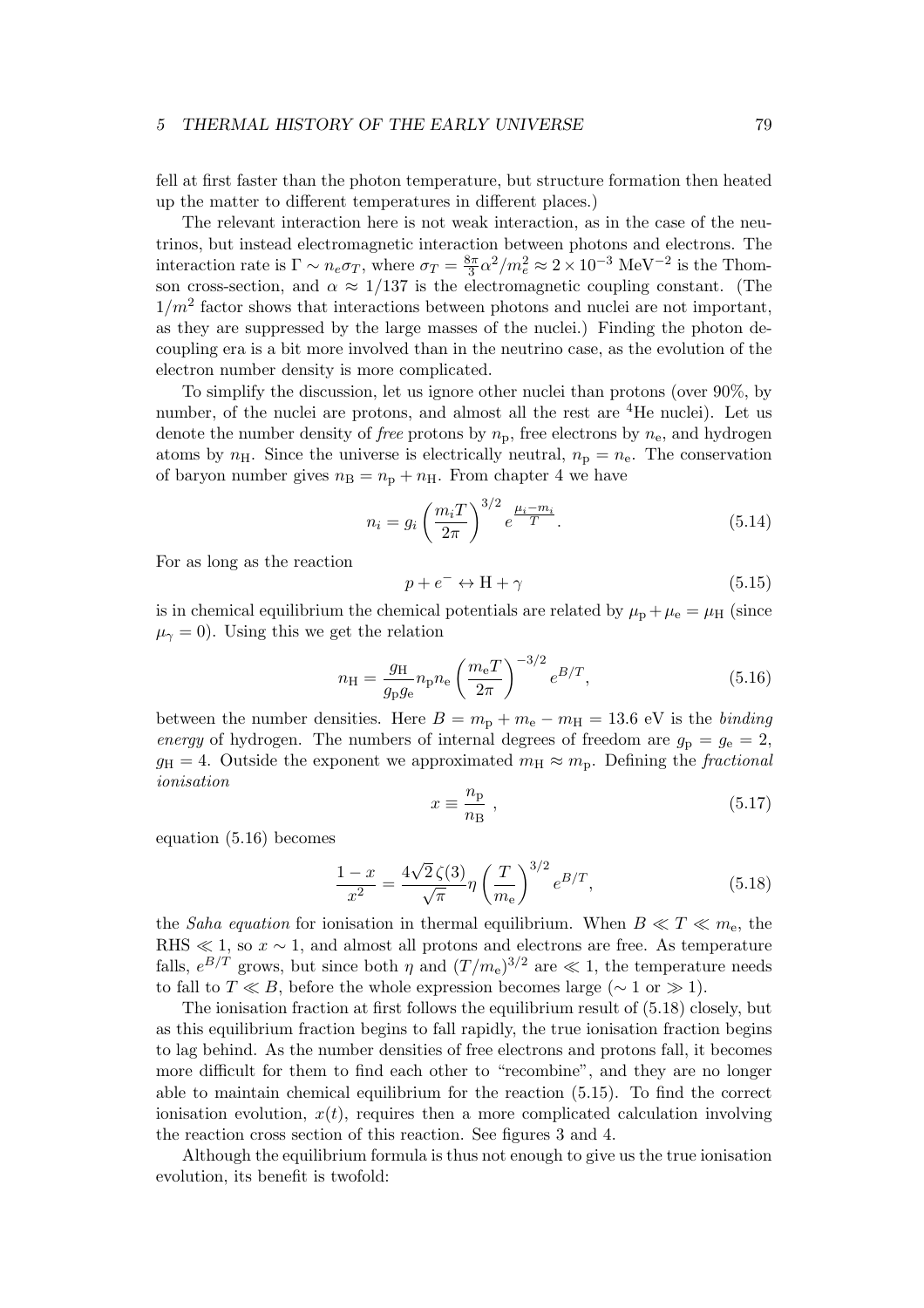fell at first faster than the photon temperature, but structure formation then heated up the matter to different temperatures in different places.)

The relevant interaction here is not weak interaction, as in the case of the neutrinos, but instead electromagnetic interaction between photons and electrons. The interaction rate is $\Gamma \sim n_e \sigma_T$, where $\sigma_T = \frac{8\pi}{3}\alpha^2/m_e^2 \approx 2 \times 10^{-3}$ MeV$^{-2}$ is the Thomson cross-section, and $\alpha \approx 1/137$ is the electromagnetic coupling constant. (The $1/m^2$ factor shows that interactions between photons and nuclei are not important, as they are suppressed by the large masses of the nuclei.) Finding the photon decoupling era is a bit more involved than in the neutrino case, as the evolution of the electron number density is more complicated.

To simplify the discussion, let us ignore other nuclei than protons (over 90%, by number, of the nuclei are protons, and almost all the rest are $^4$He nuclei). Let us denote the number density of *free* protons by $n_\mathrm{p}$, free electrons by $n_\mathrm{e}$, and hydrogen atoms by $n_\mathrm{H}$. Since the universe is electrically neutral, $n_\mathrm{p} = n_\mathrm{e}$. The conservation of baryon number gives $n_\mathrm{B} = n_\mathrm{p} + n_\mathrm{H}$. From chapter 4 we have

$$n_i = g_i \left(\frac{m_i T}{2\pi}\right)^{3/2} e^{\frac{\mu_i - m_i}{T}}. \tag{5.14}$$

For as long as the reaction

$$p + e^- \leftrightarrow \mathrm{H} + \gamma \tag{5.15}$$

is in chemical equilibrium the chemical potentials are related by $\mu_\mathrm{p} + \mu_\mathrm{e} = \mu_\mathrm{H}$ (since $\mu_\gamma = 0$). Using this we get the relation

$$n_\mathrm{H} = \frac{g_\mathrm{H}}{g_\mathrm{p} g_\mathrm{e}} n_\mathrm{p} n_\mathrm{e} \left(\frac{m_\mathrm{e} T}{2\pi}\right)^{-3/2} e^{B/T}, \tag{5.16}$$

between the number densities. Here $B = m_\mathrm{p} + m_\mathrm{e} - m_\mathrm{H} = 13.6$ eV is the *binding energy* of hydrogen. The numbers of internal degrees of freedom are $g_\mathrm{p} = g_\mathrm{e} = 2$, $g_\mathrm{H} = 4$. Outside the exponent we approximated $m_\mathrm{H} \approx m_\mathrm{p}$. Defining the *fractional ionisation*

$$x \equiv \frac{n_\mathrm{p}}{n_\mathrm{B}}\ , \tag{5.17}$$

equation (5.16) becomes

$$\frac{1-x}{x^2} = \frac{4\sqrt{2}\,\zeta(3)}{\sqrt{\pi}} \eta \left(\frac{T}{m_\mathrm{e}}\right)^{3/2} e^{B/T}, \tag{5.18}$$

the *Saha equation* for ionisation in thermal equilibrium. When $B \ll T \ll m_\mathrm{e}$, the RHS $\ll 1$, so $x \sim 1$, and almost all protons and electrons are free. As temperature falls, $e^{B/T}$ grows, but since both $\eta$ and $(T/m_\mathrm{e})^{3/2}$ are $\ll 1$, the temperature needs to fall to $T \ll B$, before the whole expression becomes large ($\sim 1$ or $\gg 1$).

The ionisation fraction at first follows the equilibrium result of (5.18) closely, but as this equilibrium fraction begins to fall rapidly, the true ionisation fraction begins to lag behind. As the number densities of free electrons and protons fall, it becomes more difficult for them to find each other to "recombine", and they are no longer able to maintain chemical equilibrium for the reaction (5.15). To find the correct ionisation evolution, $x(t)$, requires then a more complicated calculation involving the reaction cross section of this reaction. See figures 3 and 4.

Although the equilibrium formula is thus not enough to give us the true ionisation evolution, its benefit is twofold: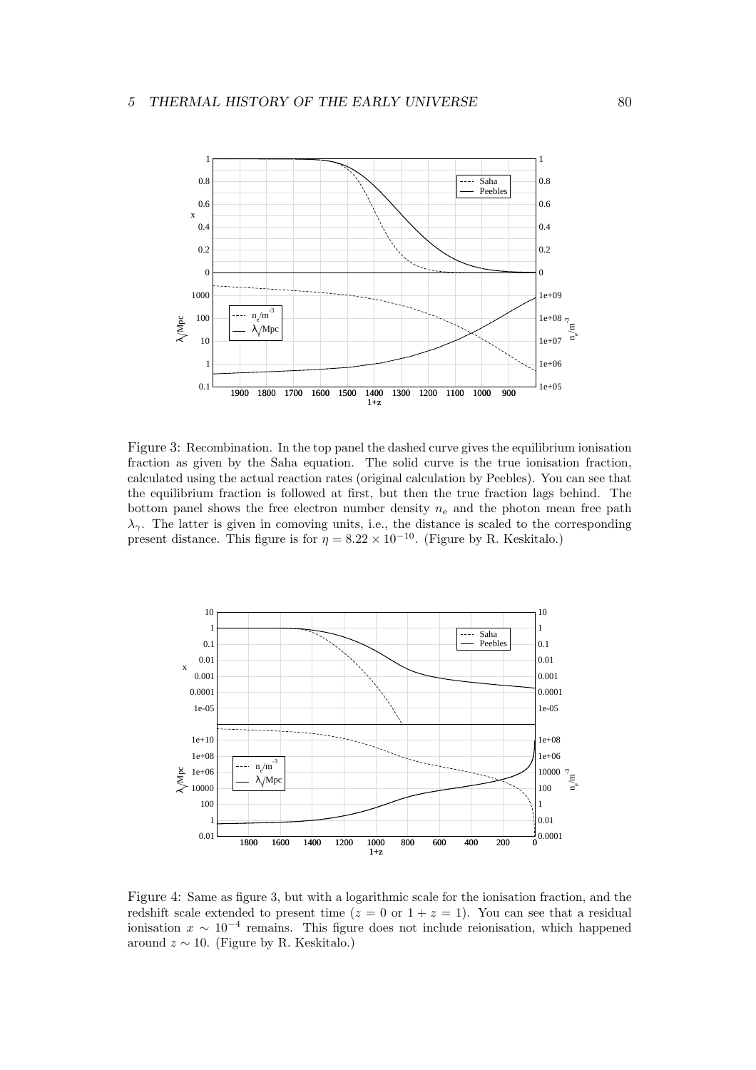Figure 3: Recombination. In the top panel the dashed curve gives the equilibrium ionisation fraction as given by the Saha equation. The solid curve is the true ionisation fraction, calculated using the actual reaction rates (original calculation by Peebles). You can see that the equilibrium fraction is followed at first, but then the true fraction lags behind. The bottom panel shows the free electron number density $n_\mathrm{e}$ and the photon mean free path $\lambda_\gamma$. The latter is given in comoving units, i.e., the distance is scaled to the corresponding present distance. This figure is for $\eta = 8.22 \times 10^{-10}$. (Figure by R. Keskitalo.)

Figure 4: Same as figure 3, but with a logarithmic scale for the ionisation fraction, and the redshift scale extended to present time ($z = 0$ or $1 + z = 1$). You can see that a residual ionisation $x \sim 10^{-4}$ remains. This figure does not include reionisation, which happened around $z \sim 10$. (Figure by R. Keskitalo.)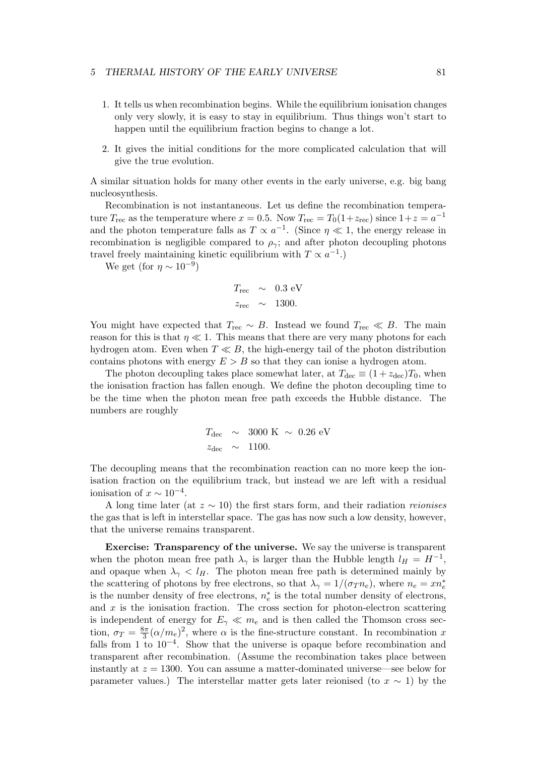1. It tells us when recombination begins. While the equilibrium ionisation changes only very slowly, it is easy to stay in equilibrium. Thus things won't start to happen until the equilibrium fraction begins to change a lot.

2. It gives the initial conditions for the more complicated calculation that will give the true evolution.

A similar situation holds for many other events in the early universe, e.g. big bang nucleosynthesis.

Recombination is not instantaneous. Let us define the recombination temperature $T_{\rm rec}$ as the temperature where $x = 0.5$. Now $T_{\rm rec} = T_0(1+z_{\rm rec})$ since $1+z = a^{-1}$ and the photon temperature falls as $T \propto a^{-1}$. (Since $\eta \ll 1$, the energy release in recombination is negligible compared to $\rho_\gamma$; and after photon decoupling photons travel freely maintaining kinetic equilibrium with $T \propto a^{-1}$.)

We get (for $\eta \sim 10^{-9}$)

$$
\begin{aligned}
T_{\rm rec} &\sim 0.3 \text{ eV} \\
z_{\rm rec} &\sim 1300.
\end{aligned}
$$

You might have expected that $T_{\rm rec} \sim B$. Instead we found $T_{\rm rec} \ll B$. The main reason for this is that $\eta \ll 1$. This means that there are very many photons for each hydrogen atom. Even when $T \ll B$, the high-energy tail of the photon distribution contains photons with energy $E > B$ so that they can ionise a hydrogen atom.

The photon decoupling takes place somewhat later, at $T_{\rm dec} \equiv (1+z_{\rm dec})T_0$, when the ionisation fraction has fallen enough. We define the photon decoupling time to be the time when the photon mean free path exceeds the Hubble distance. The numbers are roughly

$$
\begin{aligned}
T_{\rm dec} &\sim 3000 \text{ K} \sim 0.26 \text{ eV} \\
z_{\rm dec} &\sim 1100.
\end{aligned}
$$

The decoupling means that the recombination reaction can no more keep the ionisation fraction on the equilibrium track, but instead we are left with a residual ionisation of $x \sim 10^{-4}$.

A long time later (at $z \sim 10$) the first stars form, and their radiation *reionises* the gas that is left in interstellar space. The gas has now such a low density, however, that the universe remains transparent.

**Exercise: Transparency of the universe.** We say the universe is transparent when the photon mean free path $\lambda_\gamma$ is larger than the Hubble length $l_H = H^{-1}$, and opaque when $\lambda_\gamma < l_H$. The photon mean free path is determined mainly by the scattering of photons by free electrons, so that $\lambda_\gamma = 1/(\sigma_T n_e)$, where $n_e = x n_e^*$ is the number density of free electrons, $n_e^*$ is the total number density of electrons, and $x$ is the ionisation fraction. The cross section for photon-electron scattering is independent of energy for $E_\gamma \ll m_e$ and is then called the Thomson cross section, $\sigma_T = \frac{8\pi}{3}(\alpha/m_e)^2$, where $\alpha$ is the fine-structure constant. In recombination $x$ falls from 1 to $10^{-4}$. Show that the universe is opaque before recombination and transparent after recombination. (Assume the recombination takes place between instantly at $z = 1300$. You can assume a matter-dominated universe—see below for parameter values.) The interstellar matter gets later reionised (to $x \sim 1$) by the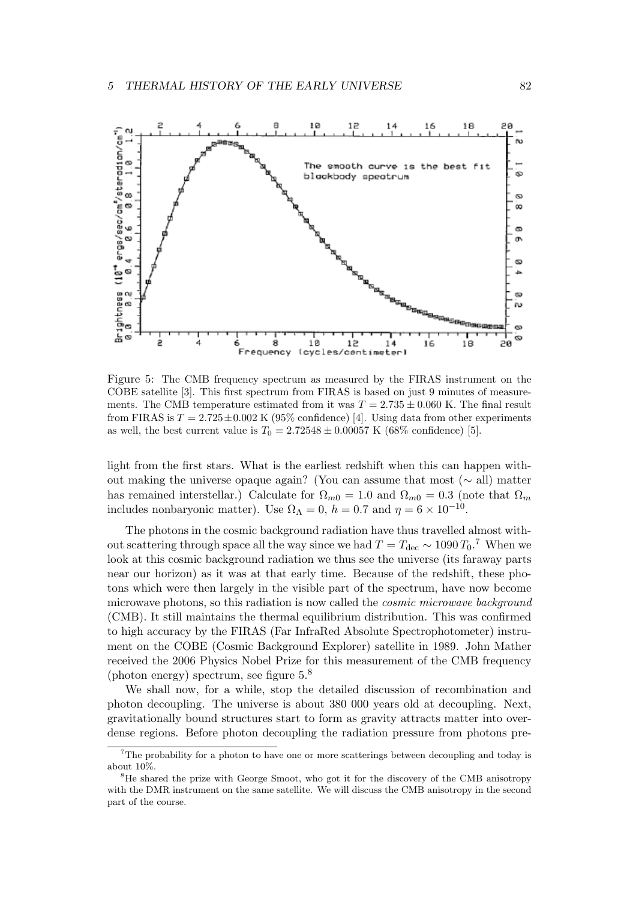Figure 5: The CMB frequency spectrum as measured by the FIRAS instrument on the COBE satellite [3]. This first spectrum from FIRAS is based on just 9 minutes of measurements. The CMB temperature estimated from it was $T = 2.735 \pm 0.060$ K. The final result from FIRAS is $T = 2.725 \pm 0.002$ K (95% confidence) [4]. Using data from other experiments as well, the best current value is $T_0 = 2.72548 \pm 0.00057$ K (68% confidence) [5].

light from the first stars. What is the earliest redshift when this can happen without making the universe opaque again? (You can assume that most ($\sim$ all) matter has remained interstellar.) Calculate for $\Omega_{m0} = 1.0$ and $\Omega_{m0} = 0.3$ (note that $\Omega_m$ includes nonbaryonic matter). Use $\Omega_\Lambda = 0$, $h = 0.7$ and $\eta = 6 \times 10^{-10}$.

The photons in the cosmic background radiation have thus travelled almost without scattering through space all the way since we had $T = T_{\text{dec}} \sim 1090\, T_0$.[7] When we look at this cosmic background radiation we thus see the universe (its faraway parts near our horizon) as it was at that early time. Because of the redshift, these photons which were then largely in the visible part of the spectrum, have now become microwave photons, so this radiation is now called the *cosmic microwave background* (CMB). It still maintains the thermal equilibrium distribution. This was confirmed to high accuracy by the FIRAS (Far InfraRed Absolute Spectrophotometer) instrument on the COBE (Cosmic Background Explorer) satellite in 1989. John Mather received the 2006 Physics Nobel Prize for this measurement of the CMB frequency (photon energy) spectrum, see figure 5.[8]

We shall now, for a while, stop the detailed discussion of recombination and photon decoupling. The universe is about 380 000 years old at decoupling. Next, gravitationally bound structures start to form as gravity attracts matter into overdense regions. Before photon decoupling the radiation pressure from photons pre-

[7] The probability for a photon to have one or more scatterings between decoupling and today is about 10%.

[8] He shared the prize with George Smoot, who got it for the discovery of the CMB anisotropy with the DMR instrument on the same satellite. We will discuss the CMB anisotropy in the second part of the course.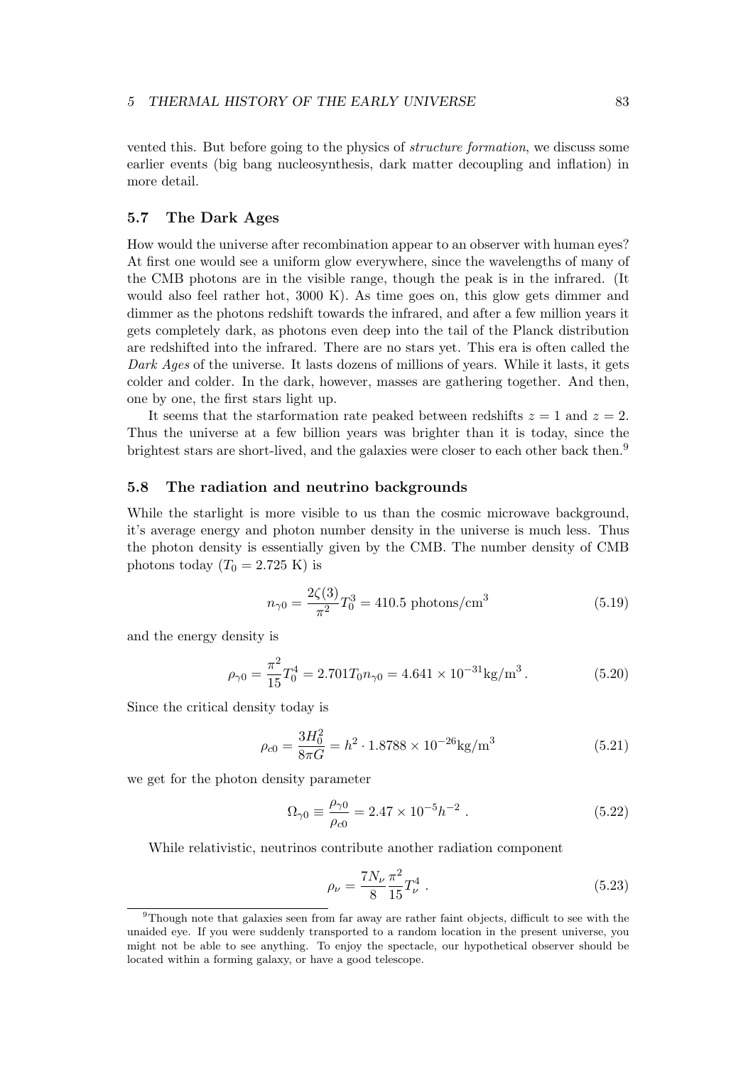vented this. But before going to the physics of *structure formation*, we discuss some earlier events (big bang nucleosynthesis, dark matter decoupling and inflation) in more detail.

### 5.7 The Dark Ages

How would the universe after recombination appear to an observer with human eyes? At first one would see a uniform glow everywhere, since the wavelengths of many of the CMB photons are in the visible range, though the peak is in the infrared. (It would also feel rather hot, 3000 K). As time goes on, this glow gets dimmer and dimmer as the photons redshift towards the infrared, and after a few million years it gets completely dark, as photons even deep into the tail of the Planck distribution are redshifted into the infrared. There are no stars yet. This era is often called the *Dark Ages* of the universe. It lasts dozens of millions of years. While it lasts, it gets colder and colder. In the dark, however, masses are gathering together. And then, one by one, the first stars light up.

It seems that the starformation rate peaked between redshifts $z = 1$ and $z = 2$. Thus the universe at a few billion years was brighter than it is today, since the brightest stars are short-lived, and the galaxies were closer to each other back then.[9]

### 5.8 The radiation and neutrino backgrounds

While the starlight is more visible to us than the cosmic microwave background, it's average energy and photon number density in the universe is much less. Thus the photon density is essentially given by the CMB. The number density of CMB photons today ($T_0 = 2.725$ K) is

$$n_{\gamma 0} = \frac{2\zeta(3)}{\pi^2} T_0^3 = 410.5 \text{ photons/cm}^3 \tag{5.19}$$

and the energy density is

$$\rho_{\gamma 0} = \frac{\pi^2}{15} T_0^4 = 2.701 T_0 n_{\gamma 0} = 4.641 \times 10^{-31} \text{kg/m}^3 . \tag{5.20}$$

Since the critical density today is

$$\rho_{c0} = \frac{3H_0^2}{8\pi G} = h^2 \cdot 1.8788 \times 10^{-26} \text{kg/m}^3 \tag{5.21}$$

we get for the photon density parameter

$$\Omega_{\gamma 0} \equiv \frac{\rho_{\gamma 0}}{\rho_{c0}} = 2.47 \times 10^{-5} h^{-2} . \tag{5.22}$$

While relativistic, neutrinos contribute another radiation component

$$\rho_\nu = \frac{7N_\nu}{8} \frac{\pi^2}{15} T_\nu^4 . \tag{5.23}$$

[9] Though note that galaxies seen from far away are rather faint objects, difficult to see with the unaided eye. If you were suddenly transported to a random location in the present universe, you might not be able to see anything. To enjoy the spectacle, our hypothetical observer should be located within a forming galaxy, or have a good telescope.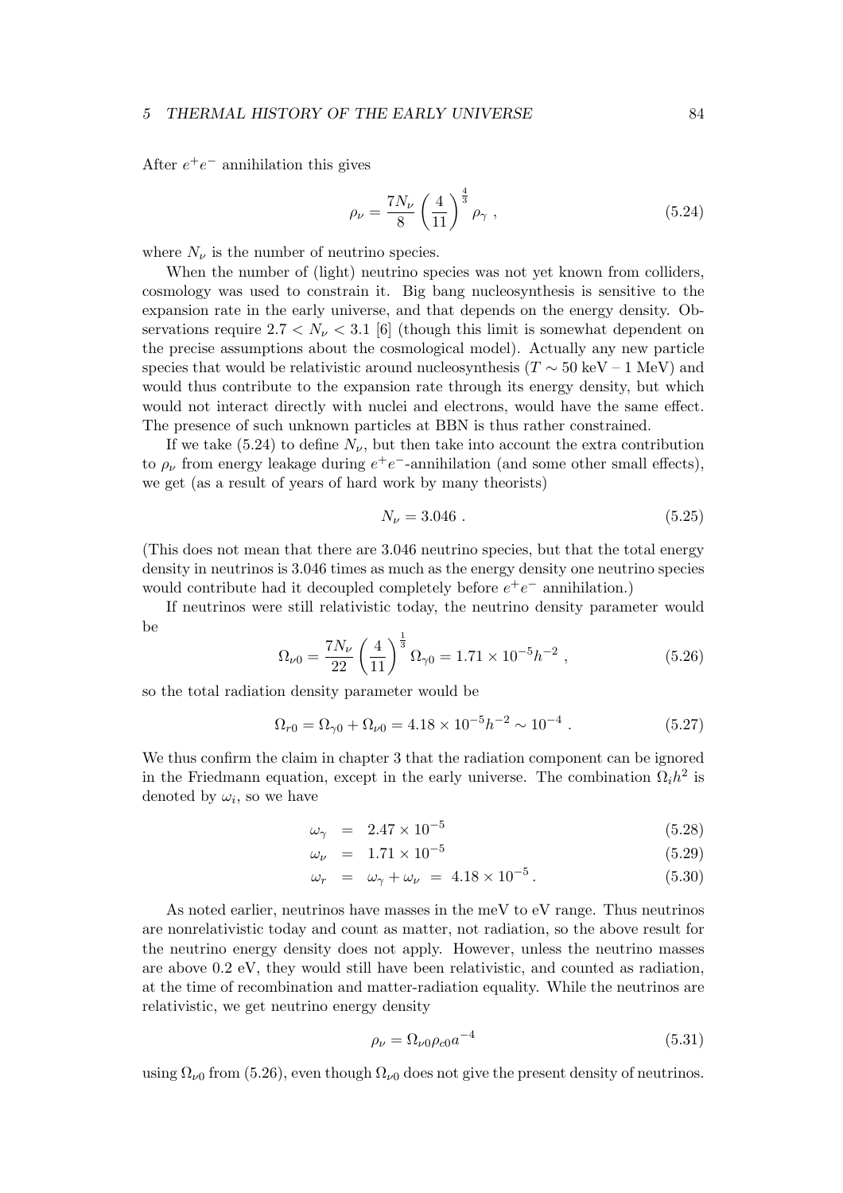After $e^+e^-$ annihilation this gives

$$\rho_\nu = \frac{7N_\nu}{8}\left(\frac{4}{11}\right)^{\frac{4}{3}}\rho_\gamma \ , \tag{5.24}$$

where $N_\nu$ is the number of neutrino species.

When the number of (light) neutrino species was not yet known from colliders, cosmology was used to constrain it. Big bang nucleosynthesis is sensitive to the expansion rate in the early universe, and that depends on the energy density. Observations require $2.7 < N_\nu < 3.1$ [6] (though this limit is somewhat dependent on the precise assumptions about the cosmological model). Actually any new particle species that would be relativistic around nucleosynthesis ($T \sim 50$ keV – 1 MeV) and would thus contribute to the expansion rate through its energy density, but which would not interact directly with nuclei and electrons, would have the same effect. The presence of such unknown particles at BBN is thus rather constrained.

If we take (5.24) to define $N_\nu$, but then take into account the extra contribution to $\rho_\nu$ from energy leakage during $e^+e^-$-annihilation (and some other small effects), we get (as a result of years of hard work by many theorists)

$$N_\nu = 3.046 \ . \tag{5.25}$$

(This does not mean that there are 3.046 neutrino species, but that the total energy density in neutrinos is 3.046 times as much as the energy density one neutrino species would contribute had it decoupled completely before $e^+e^-$ annihilation.)

If neutrinos were still relativistic today, the neutrino density parameter would be

$$\Omega_{\nu 0} = \frac{7N_\nu}{22}\left(\frac{4}{11}\right)^{\frac{1}{3}}\Omega_{\gamma 0} = 1.71 \times 10^{-5}h^{-2} \ , \tag{5.26}$$

so the total radiation density parameter would be

$$\Omega_{r0} = \Omega_{\gamma 0} + \Omega_{\nu 0} = 4.18 \times 10^{-5}h^{-2} \sim 10^{-4} \ . \tag{5.27}$$

We thus confirm the claim in chapter 3 that the radiation component can be ignored in the Friedmann equation, except in the early universe. The combination $\Omega_i h^2$ is denoted by $\omega_i$, so we have

$$\omega_\gamma = 2.47 \times 10^{-5} \tag{5.28}$$

$$\omega_\nu = 1.71 \times 10^{-5} \tag{5.29}$$

$$\omega_r = \omega_\gamma + \omega_\nu = 4.18 \times 10^{-5} \, . \tag{5.30}$$

As noted earlier, neutrinos have masses in the meV to eV range. Thus neutrinos are nonrelativistic today and count as matter, not radiation, so the above result for the neutrino energy density does not apply. However, unless the neutrino masses are above 0.2 eV, they would still have been relativistic, and counted as radiation, at the time of recombination and matter-radiation equality. While the neutrinos are relativistic, we get neutrino energy density

$$\rho_\nu = \Omega_{\nu 0}\rho_{c0}a^{-4} \tag{5.31}$$

using $\Omega_{\nu 0}$ from (5.26), even though $\Omega_{\nu 0}$ does not give the present density of neutrinos.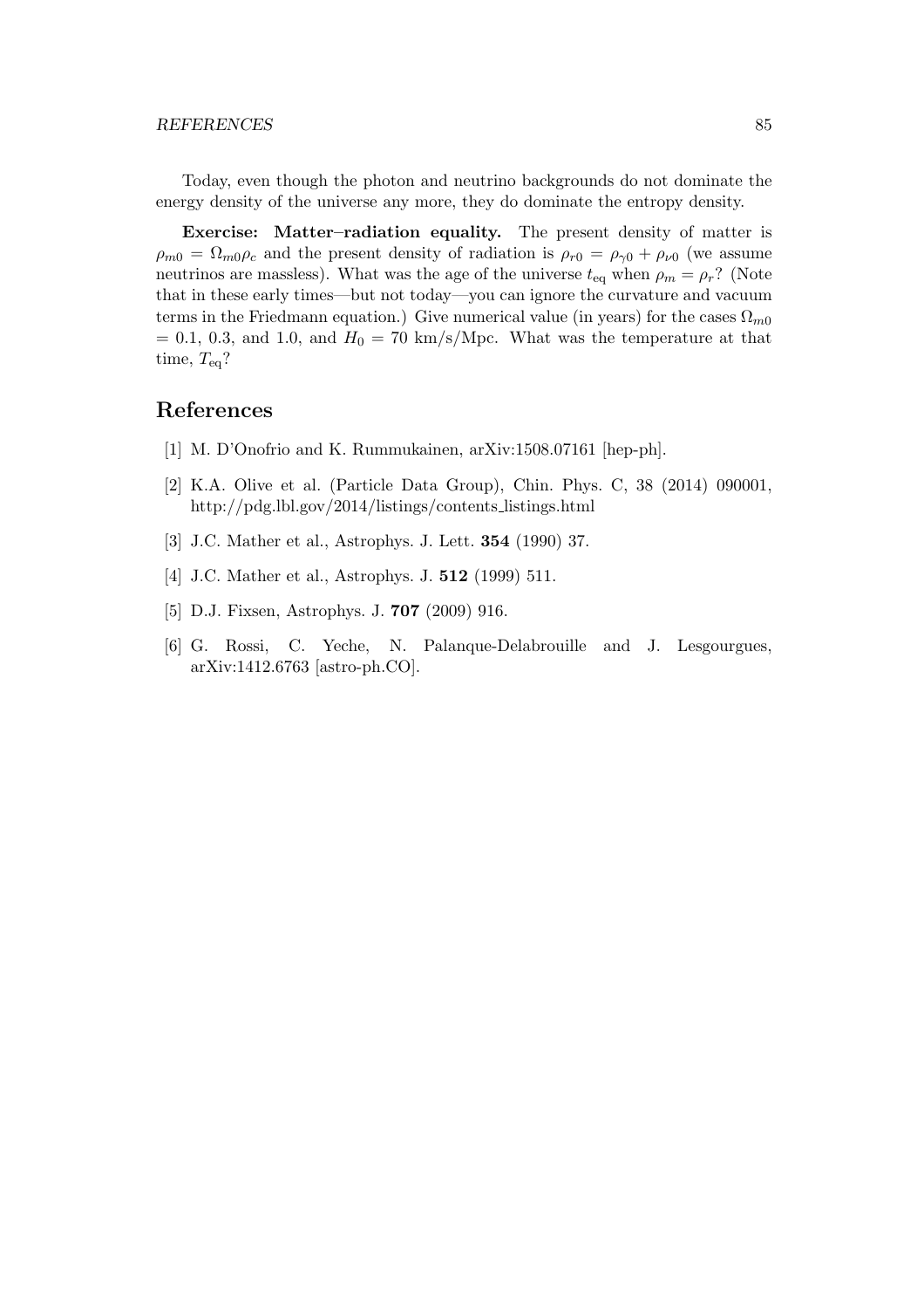Today, even though the photon and neutrino backgrounds do not dominate the energy density of the universe any more, they do dominate the entropy density.

**Exercise: Matter–radiation equality.** The present density of matter is $\rho_{m0} = \Omega_{m0}\rho_c$ and the present density of radiation is $\rho_{r0} = \rho_{\gamma 0} + \rho_{\nu 0}$ (we assume neutrinos are massless). What was the age of the universe $t_{\text{eq}}$ when $\rho_m = \rho_r$? (Note that in these early times—but not today—you can ignore the curvature and vacuum terms in the Friedmann equation.) Give numerical value (in years) for the cases $\Omega_{m0} = 0.1$, 0.3, and 1.0, and $H_0 = 70$ km/s/Mpc. What was the temperature at that time, $T_{\text{eq}}$?

## References

[1] M. D'Onofrio and K. Rummukainen, arXiv:1508.07161 [hep-ph].

[2] K.A. Olive et al. (Particle Data Group), Chin. Phys. C, 38 (2014) 090001, http://pdg.lbl.gov/2014/listings/contents_listings.html

[3] J.C. Mather et al., Astrophys. J. Lett. **354** (1990) 37.

[4] J.C. Mather et al., Astrophys. J. **512** (1999) 511.

[5] D.J. Fixsen, Astrophys. J. **707** (2009) 916.

[6] G. Rossi, C. Yeche, N. Palanque-Delabrouille and J. Lesgourgues, arXiv:1412.6763 [astro-ph.CO].